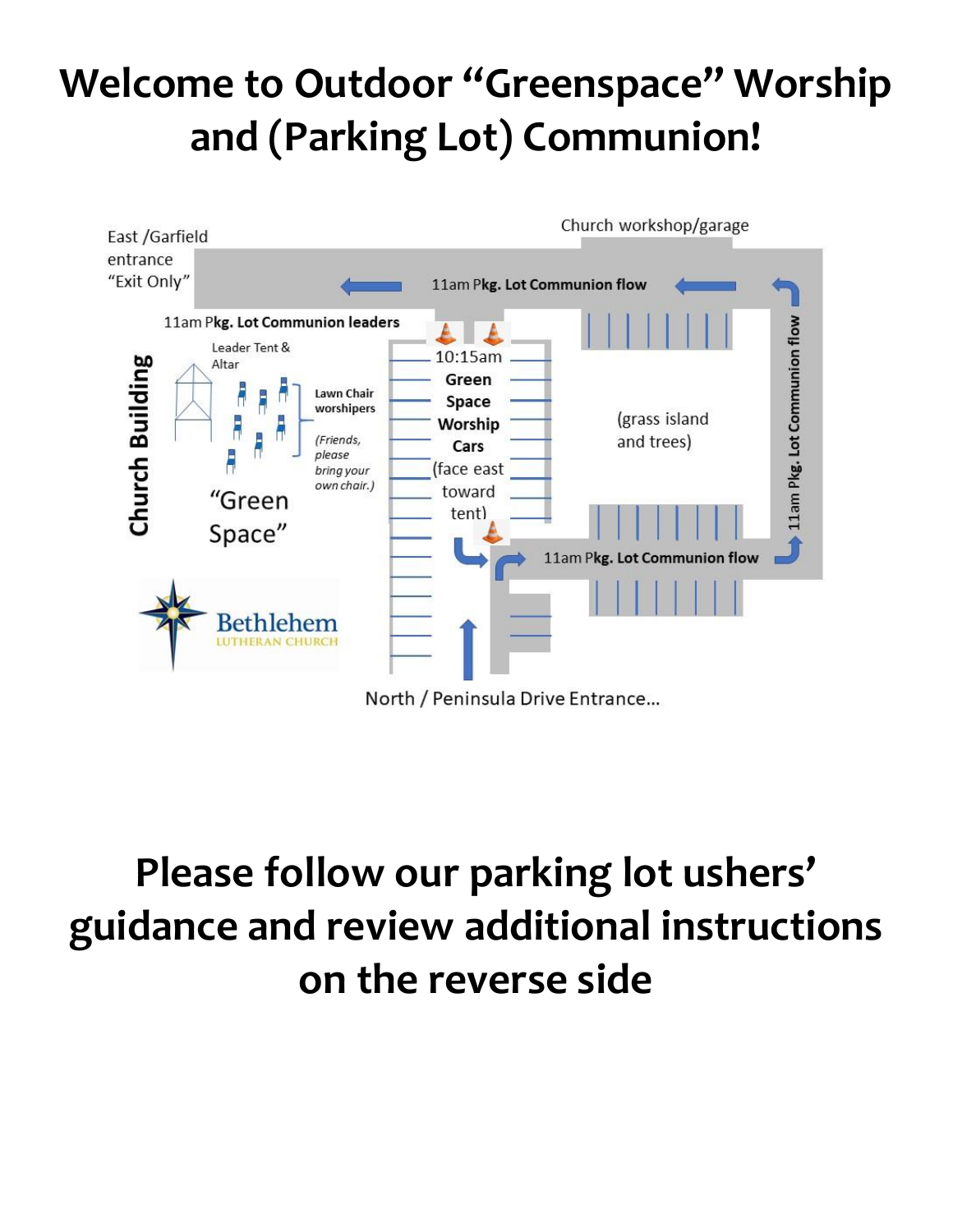# Welcome to Outdoor "Greenspace" Worship and (Parking Lot) Communion!

Church workshop/garage

East /Garfield entrance "Exit Only"

11am Pkg. Lot Communion flow

11am Pkg. Lot Communion leaders

Leader Tent & Altar

Church Building

Lawn Chair worshipers

*(Friends, please bring your own chair.)*

"Green Space"

10:15am **Green Space Worship Cars** (face east toward tent)

(grass island and trees)

11am Pkg. Lot Communion flow

11am Pkg. Lot Communion flow

Bethlehem LUTHERAN CHURCH

North / Peninsula Drive Entrance...

# Please follow our parking lot ushers' guidance and review additional instructions on the reverse side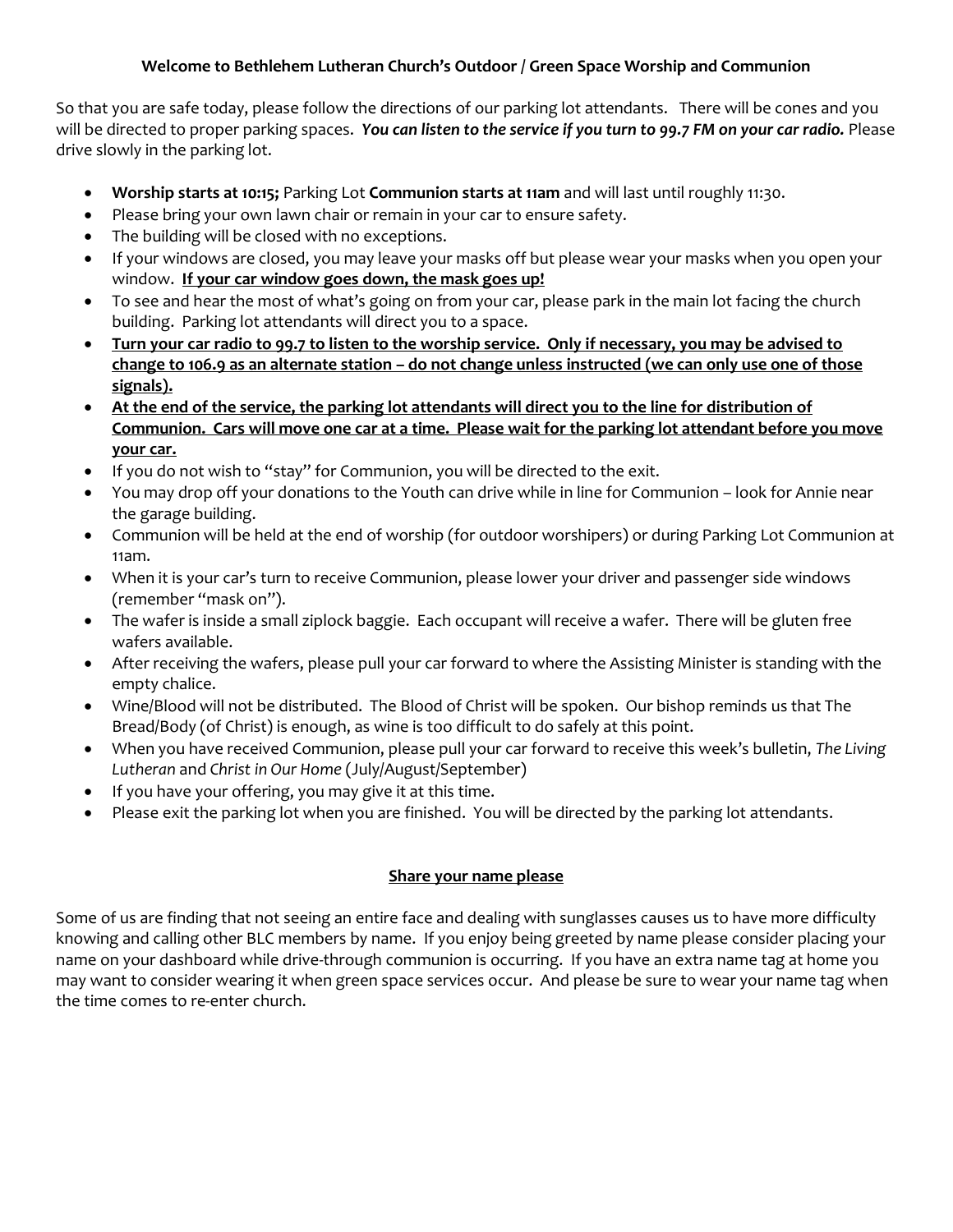**Welcome to Bethlehem Lutheran Church's Outdoor / Green Space Worship and Communion**

So that you are safe today, please follow the directions of our parking lot attendants. There will be cones and you will be directed to proper parking spaces. ***You can listen to the service if you turn to 99.7 FM on your car radio.*** Please drive slowly in the parking lot.

- **Worship starts at 10:15;** Parking Lot **Communion starts at 11am** and will last until roughly 11:30.
- Please bring your own lawn chair or remain in your car to ensure safety.
- The building will be closed with no exceptions.
- If your windows are closed, you may leave your masks off but please wear your masks when you open your window. **<u>If your car window goes down, the mask goes up!</u>**
- To see and hear the most of what's going on from your car, please park in the main lot facing the church building. Parking lot attendants will direct you to a space.
- **<u>Turn your car radio to 99.7 to listen to the worship service. Only if necessary, you may be advised to change to 106.9 as an alternate station – do not change unless instructed (we can only use one of those signals).</u>**
- **<u>At the end of the service, the parking lot attendants will direct you to the line for distribution of Communion. Cars will move one car at a time. Please wait for the parking lot attendant before you move your car.</u>**
- If you do not wish to "stay" for Communion, you will be directed to the exit.
- You may drop off your donations to the Youth can drive while in line for Communion – look for Annie near the garage building.
- Communion will be held at the end of worship (for outdoor worshipers) or during Parking Lot Communion at 11am.
- When it is your car's turn to receive Communion, please lower your driver and passenger side windows (remember "mask on").
- The wafer is inside a small ziplock baggie. Each occupant will receive a wafer. There will be gluten free wafers available.
- After receiving the wafers, please pull your car forward to where the Assisting Minister is standing with the empty chalice.
- Wine/Blood will not be distributed. The Blood of Christ will be spoken. Our bishop reminds us that The Bread/Body (of Christ) is enough, as wine is too difficult to do safely at this point.
- When you have received Communion, please pull your car forward to receive this week's bulletin, *The Living Lutheran* and *Christ in Our Home* (July/August/September)
- If you have your offering, you may give it at this time.
- Please exit the parking lot when you are finished. You will be directed by the parking lot attendants.

**<u>Share your name please</u>**

Some of us are finding that not seeing an entire face and dealing with sunglasses causes us to have more difficulty knowing and calling other BLC members by name. If you enjoy being greeted by name please consider placing your name on your dashboard while drive-through communion is occurring. If you have an extra name tag at home you may want to consider wearing it when green space services occur. And please be sure to wear your name tag when the time comes to re-enter church.